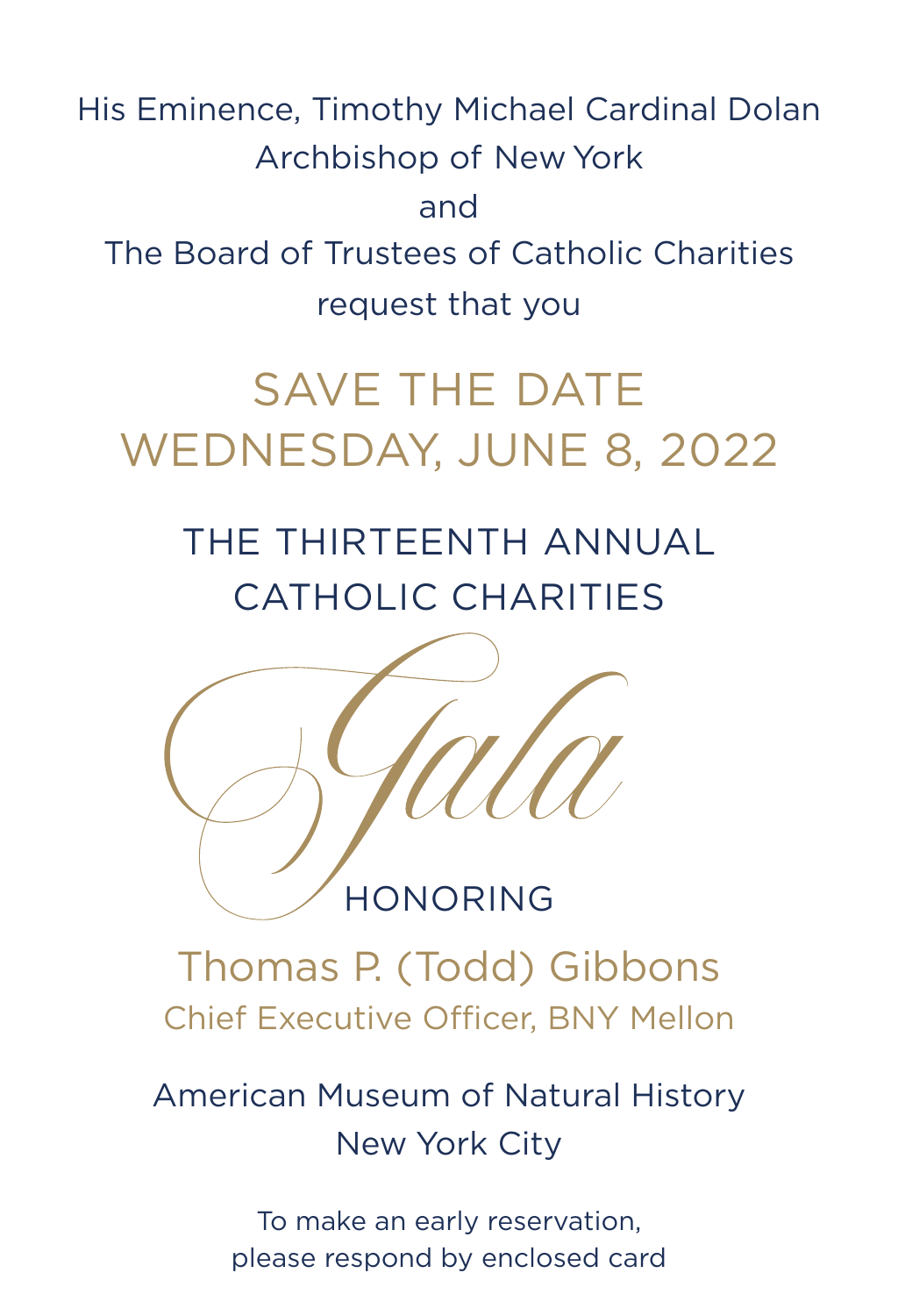His Eminence, Timothy Michael Cardinal Dolan
Archbishop of New York
and
The Board of Trustees of Catholic Charities
request that you

# SAVE THE DATE
# WEDNESDAY, JUNE 8, 2022

## THE THIRTEENTH ANNUAL
## CATHOLIC CHARITIES

# *Gala*

HONORING

## Thomas P. (Todd) Gibbons

Chief Executive Officer, BNY Mellon

American Museum of Natural History
New York City

To make an early reservation,
please respond by enclosed card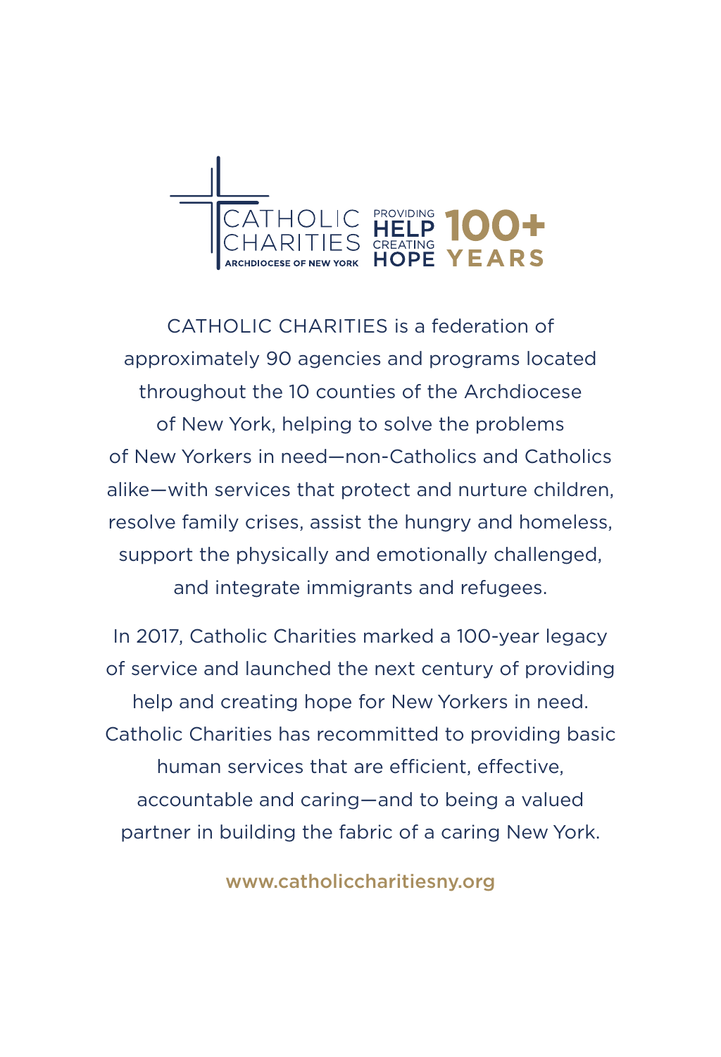CATHOLIC CHARITIES

ARCHDIOCESE OF NEW YORK

PROVIDING HELP CREATING HOPE 100+ YEARS

CATHOLIC CHARITIES is a federation of approximately 90 agencies and programs located throughout the 10 counties of the Archdiocese of New York, helping to solve the problems of New Yorkers in need—non-Catholics and Catholics alike—with services that protect and nurture children, resolve family crises, assist the hungry and homeless, support the physically and emotionally challenged, and integrate immigrants and refugees.

In 2017, Catholic Charities marked a 100-year legacy of service and launched the next century of providing help and creating hope for New Yorkers in need. Catholic Charities has recommitted to providing basic human services that are efficient, effective, accountable and caring—and to being a valued partner in building the fabric of a caring New York.

www.catholiccharitiesny.org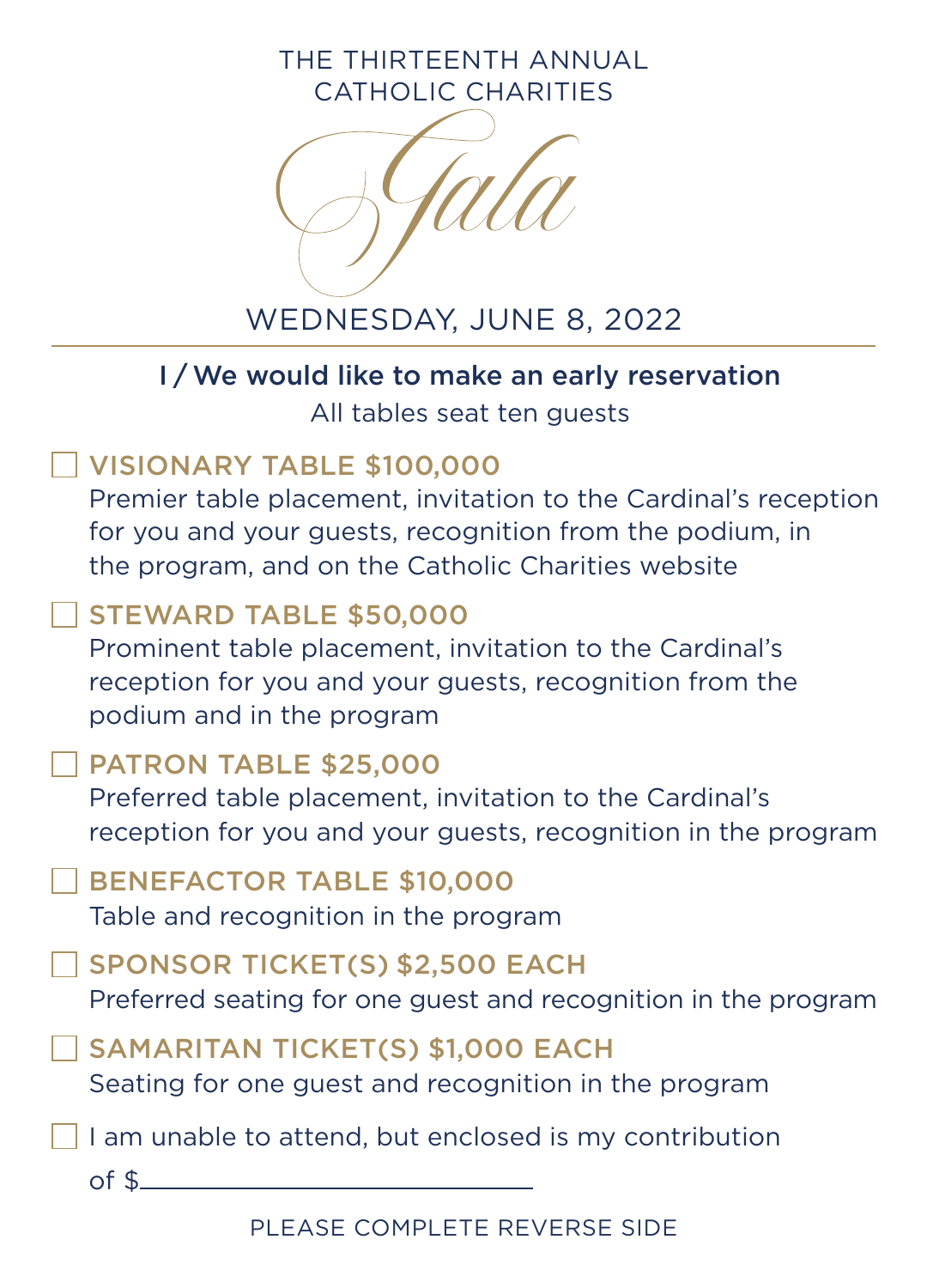THE THIRTEENTH ANNUAL
CATHOLIC CHARITIES

# Gala

WEDNESDAY, JUNE 8, 2022

---

**I / We would like to make an early reservation**

All tables seat ten guests

☐ **VISIONARY TABLE $100,000**
Premier table placement, invitation to the Cardinal's reception for you and your guests, recognition from the podium, in the program, and on the Catholic Charities website

☐ **STEWARD TABLE $50,000**
Prominent table placement, invitation to the Cardinal's reception for you and your guests, recognition from the podium and in the program

☐ **PATRON TABLE $25,000**
Preferred table placement, invitation to the Cardinal's reception for you and your guests, recognition in the program

☐ **BENEFACTOR TABLE $10,000**
Table and recognition in the program

☐ **SPONSOR TICKET(S) $2,500 EACH**
Preferred seating for one guest and recognition in the program

☐ **SAMARITAN TICKET(S) $1,000 EACH**
Seating for one guest and recognition in the program

☐ I am unable to attend, but enclosed is my contribution of $\_\_\_\_\_\_\_\_\_\_\_\_\_\_\_\_\_\_\_\_

PLEASE COMPLETE REVERSE SIDE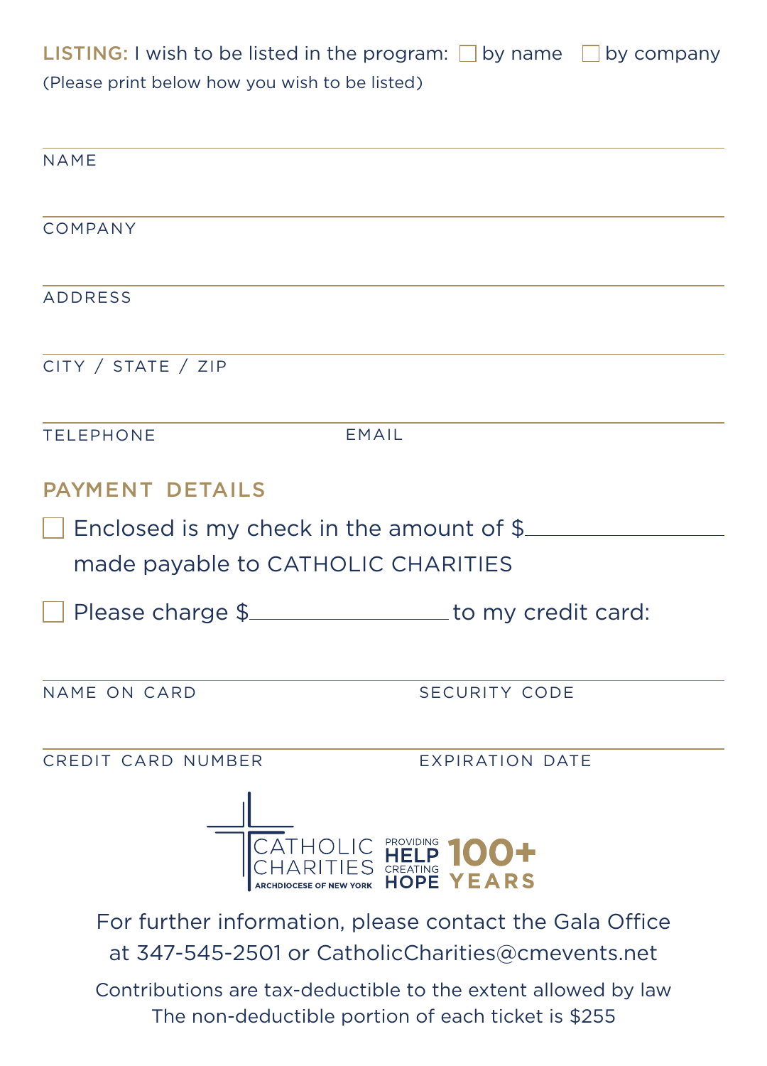**LISTING:** I wish to be listed in the program: ☐ by name ☐ by company

(Please print below how you wish to be listed)

NAME

COMPANY

ADDRESS

CITY / STATE / ZIP

TELEPHONE EMAIL

## PAYMENT DETAILS

☐ Enclosed is my check in the amount of $\_\_\_\_\_\_\_\_\_\_\_\_\_\_\_\_ made payable to CATHOLIC CHARITIES

☐ Please charge $\_\_\_\_\_\_\_\_\_\_\_\_\_\_\_\_ to my credit card:

NAME ON CARD SECURITY CODE

CREDIT CARD NUMBER EXPIRATION DATE

CATHOLIC CHARITIES ARCHDIOCESE OF NEW YORK

PROVIDING HELP CREATING HOPE 100+ YEARS

For further information, please contact the Gala Office at 347-545-2501 or CatholicCharities@cmevents.net

Contributions are tax-deductible to the extent allowed by law
The non-deductible portion of each ticket is $255